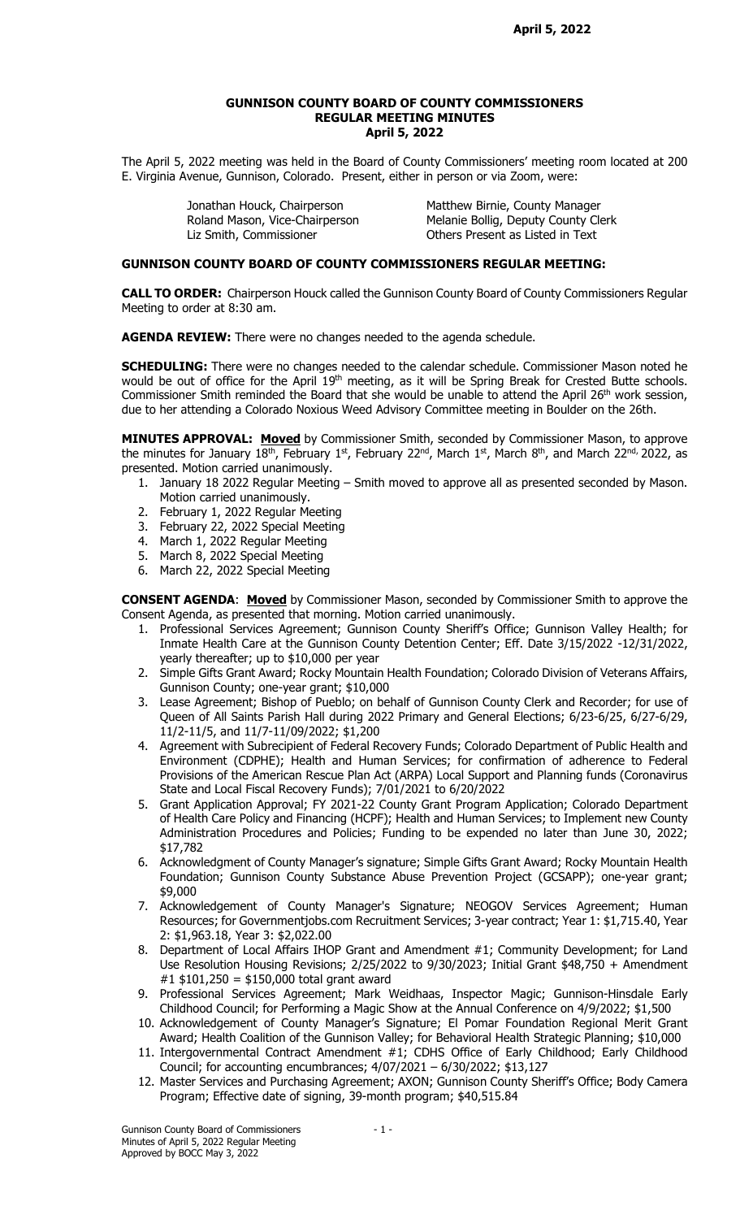# GUNNISON COUNTY BOARD OF COUNTY COMMISSIONERS
## REGULAR MEETING MINUTES
## April 5, 2022

The April 5, 2022 meeting was held in the Board of County Commissioners' meeting room located at 200 E. Virginia Avenue, Gunnison, Colorado. Present, either in person or via Zoom, were:

| | |
|---|---|
| Jonathan Houck, Chairperson | Matthew Birnie, County Manager |
| Roland Mason, Vice-Chairperson | Melanie Bollig, Deputy County Clerk |
| Liz Smith, Commissioner | Others Present as Listed in Text |

### GUNNISON COUNTY BOARD OF COUNTY COMMISSIONERS REGULAR MEETING:

**CALL TO ORDER:** Chairperson Houck called the Gunnison County Board of County Commissioners Regular Meeting to order at 8:30 am.

**AGENDA REVIEW:** There were no changes needed to the agenda schedule.

**SCHEDULING:** There were no changes needed to the calendar schedule. Commissioner Mason noted he would be out of office for the April 19th meeting, as it will be Spring Break for Crested Butte schools. Commissioner Smith reminded the Board that she would be unable to attend the April 26th work session, due to her attending a Colorado Noxious Weed Advisory Committee meeting in Boulder on the 26th.

**MINUTES APPROVAL:** **Moved** by Commissioner Smith, seconded by Commissioner Mason, to approve the minutes for January 18th, February 1st, February 22nd, March 1st, March 8th, and March 22nd, 2022, as presented. Motion carried unanimously.

1. January 18 2022 Regular Meeting – Smith moved to approve all as presented seconded by Mason. Motion carried unanimously.
2. February 1, 2022 Regular Meeting
3. February 22, 2022 Special Meeting
4. March 1, 2022 Regular Meeting
5. March 8, 2022 Special Meeting
6. March 22, 2022 Special Meeting

**CONSENT AGENDA**: **Moved** by Commissioner Mason, seconded by Commissioner Smith to approve the Consent Agenda, as presented that morning. Motion carried unanimously.

1. Professional Services Agreement; Gunnison County Sheriff's Office; Gunnison Valley Health; for Inmate Health Care at the Gunnison County Detention Center; Eff. Date 3/15/2022 -12/31/2022, yearly thereafter; up to $10,000 per year
2. Simple Gifts Grant Award; Rocky Mountain Health Foundation; Colorado Division of Veterans Affairs, Gunnison County; one-year grant; $10,000
3. Lease Agreement; Bishop of Pueblo; on behalf of Gunnison County Clerk and Recorder; for use of Queen of All Saints Parish Hall during 2022 Primary and General Elections; 6/23-6/25, 6/27-6/29, 11/2-11/5, and 11/7-11/09/2022; $1,200
4. Agreement with Subrecipient of Federal Recovery Funds; Colorado Department of Public Health and Environment (CDPHE); Health and Human Services; for confirmation of adherence to Federal Provisions of the American Rescue Plan Act (ARPA) Local Support and Planning funds (Coronavirus State and Local Fiscal Recovery Funds); 7/01/2021 to 6/20/2022
5. Grant Application Approval; FY 2021-22 County Grant Program Application; Colorado Department of Health Care Policy and Financing (HCPF); Health and Human Services; to Implement new County Administration Procedures and Policies; Funding to be expended no later than June 30, 2022; $17,782
6. Acknowledgment of County Manager's signature; Simple Gifts Grant Award; Rocky Mountain Health Foundation; Gunnison County Substance Abuse Prevention Project (GCSAPP); one-year grant; $9,000
7. Acknowledgement of County Manager's Signature; NEOGOV Services Agreement; Human Resources; for Governmentjobs.com Recruitment Services; 3-year contract; Year 1: $1,715.40, Year 2: $1,963.18, Year 3: $2,022.00
8. Department of Local Affairs IHOP Grant and Amendment #1; Community Development; for Land Use Resolution Housing Revisions; 2/25/2022 to 9/30/2023; Initial Grant $48,750 + Amendment #1 $101,250 = $150,000 total grant award
9. Professional Services Agreement; Mark Weidhaas, Inspector Magic; Gunnison-Hinsdale Early Childhood Council; for Performing a Magic Show at the Annual Conference on 4/9/2022; $1,500
10. Acknowledgement of County Manager's Signature; El Pomar Foundation Regional Merit Grant Award; Health Coalition of the Gunnison Valley; for Behavioral Health Strategic Planning; $10,000
11. Intergovernmental Contract Amendment #1; CDHS Office of Early Childhood; Early Childhood Council; for accounting encumbrances; 4/07/2021 – 6/30/2022; $13,127
12. Master Services and Purchasing Agreement; AXON; Gunnison County Sheriff's Office; Body Camera Program; Effective date of signing, 39-month program; $40,515.84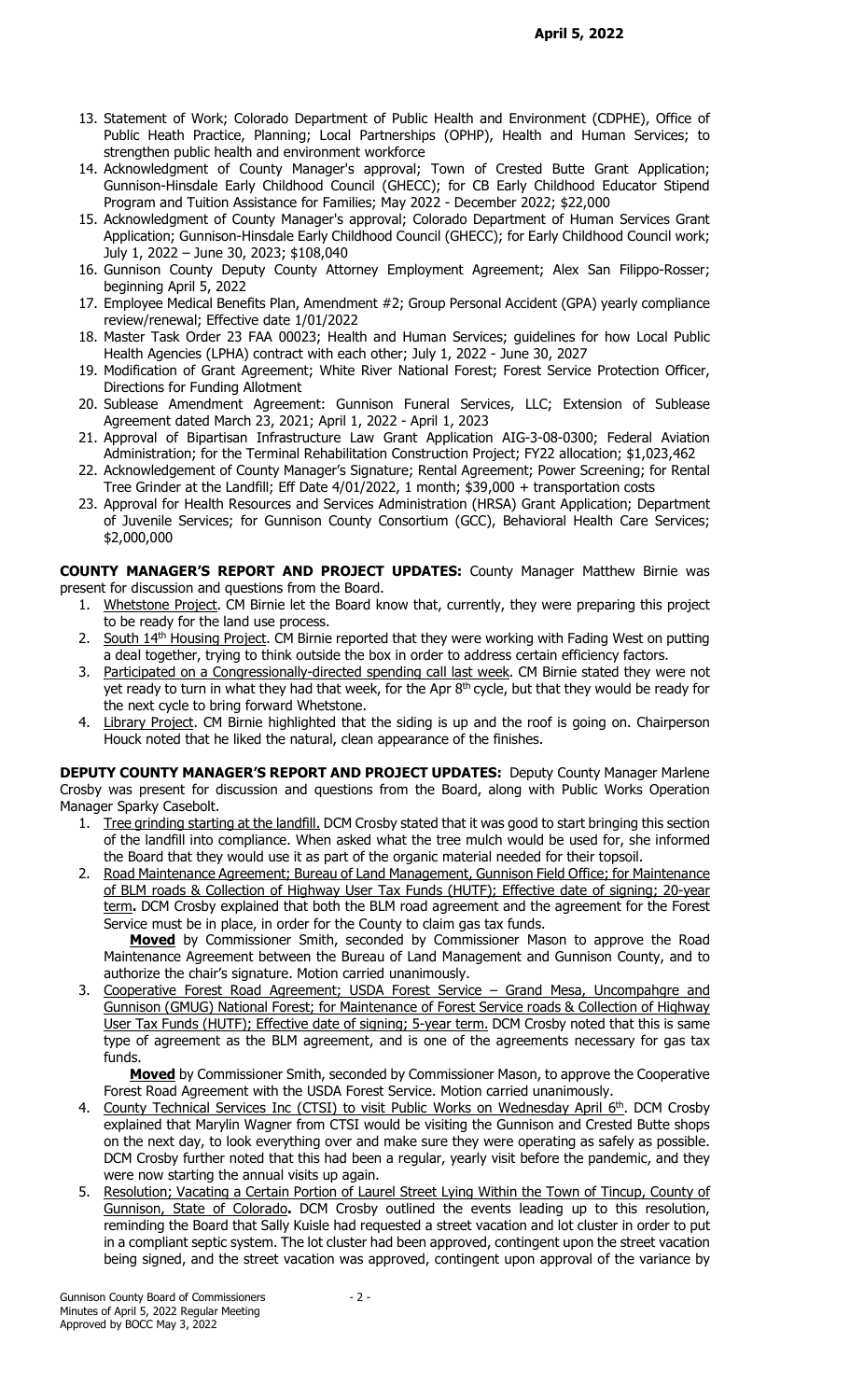13. Statement of Work; Colorado Department of Public Health and Environment (CDPHE), Office of Public Heath Practice, Planning; Local Partnerships (OPHP), Health and Human Services; to strengthen public health and environment workforce
14. Acknowledgment of County Manager's approval; Town of Crested Butte Grant Application; Gunnison-Hinsdale Early Childhood Council (GHECC); for CB Early Childhood Educator Stipend Program and Tuition Assistance for Families; May 2022 - December 2022; $22,000
15. Acknowledgment of County Manager's approval; Colorado Department of Human Services Grant Application; Gunnison-Hinsdale Early Childhood Council (GHECC); for Early Childhood Council work; July 1, 2022 – June 30, 2023; $108,040
16. Gunnison County Deputy County Attorney Employment Agreement; Alex San Filippo-Rosser; beginning April 5, 2022
17. Employee Medical Benefits Plan, Amendment #2; Group Personal Accident (GPA) yearly compliance review/renewal; Effective date 1/01/2022
18. Master Task Order 23 FAA 00023; Health and Human Services; guidelines for how Local Public Health Agencies (LPHA) contract with each other; July 1, 2022 - June 30, 2027
19. Modification of Grant Agreement; White River National Forest; Forest Service Protection Officer, Directions for Funding Allotment
20. Sublease Amendment Agreement: Gunnison Funeral Services, LLC; Extension of Sublease Agreement dated March 23, 2021; April 1, 2022 - April 1, 2023
21. Approval of Bipartisan Infrastructure Law Grant Application AIG-3-08-0300; Federal Aviation Administration; for the Terminal Rehabilitation Construction Project; FY22 allocation; $1,023,462
22. Acknowledgement of County Manager's Signature; Rental Agreement; Power Screening; for Rental Tree Grinder at the Landfill; Eff Date 4/01/2022, 1 month; $39,000 + transportation costs
23. Approval for Health Resources and Services Administration (HRSA) Grant Application; Department of Juvenile Services; for Gunnison County Consortium (GCC), Behavioral Health Care Services; $2,000,000

**COUNTY MANAGER'S REPORT AND PROJECT UPDATES:** County Manager Matthew Birnie was present for discussion and questions from the Board.

1. Whetstone Project. CM Birnie let the Board know that, currently, they were preparing this project to be ready for the land use process.
2. South 14th Housing Project. CM Birnie reported that they were working with Fading West on putting a deal together, trying to think outside the box in order to address certain efficiency factors.
3. Participated on a Congressionally-directed spending call last week. CM Birnie stated they were not yet ready to turn in what they had that week, for the Apr 8th cycle, but that they would be ready for the next cycle to bring forward Whetstone.
4. Library Project. CM Birnie highlighted that the siding is up and the roof is going on. Chairperson Houck noted that he liked the natural, clean appearance of the finishes.

**DEPUTY COUNTY MANAGER'S REPORT AND PROJECT UPDATES:** Deputy County Manager Marlene Crosby was present for discussion and questions from the Board, along with Public Works Operation Manager Sparky Casebolt.

1. Tree grinding starting at the landfill. DCM Crosby stated that it was good to start bringing this section of the landfill into compliance. When asked what the tree mulch would be used for, she informed the Board that they would use it as part of the organic material needed for their topsoil.
2. Road Maintenance Agreement; Bureau of Land Management, Gunnison Field Office; for Maintenance of BLM roads & Collection of Highway User Tax Funds (HUTF); Effective date of signing; 20-year term**.** DCM Crosby explained that both the BLM road agreement and the agreement for the Forest Service must be in place, in order for the County to claim gas tax funds.

   **Moved** by Commissioner Smith, seconded by Commissioner Mason to approve the Road Maintenance Agreement between the Bureau of Land Management and Gunnison County, and to authorize the chair's signature. Motion carried unanimously.
3. Cooperative Forest Road Agreement; USDA Forest Service – Grand Mesa, Uncompahgre and Gunnison (GMUG) National Forest; for Maintenance of Forest Service roads & Collection of Highway User Tax Funds (HUTF); Effective date of signing; 5-year term. DCM Crosby noted that this is same type of agreement as the BLM agreement, and is one of the agreements necessary for gas tax funds.

   **Moved** by Commissioner Smith, seconded by Commissioner Mason, to approve the Cooperative Forest Road Agreement with the USDA Forest Service. Motion carried unanimously.
4. County Technical Services Inc (CTSI) to visit Public Works on Wednesday April 6th. DCM Crosby explained that Marylin Wagner from CTSI would be visiting the Gunnison and Crested Butte shops on the next day, to look everything over and make sure they were operating as safely as possible. DCM Crosby further noted that this had been a regular, yearly visit before the pandemic, and they were now starting the annual visits up again.
5. Resolution; Vacating a Certain Portion of Laurel Street Lying Within the Town of Tincup, County of Gunnison, State of Colorado**.** DCM Crosby outlined the events leading up to this resolution, reminding the Board that Sally Kuisle had requested a street vacation and lot cluster in order to put in a compliant septic system. The lot cluster had been approved, contingent upon the street vacation being signed, and the street vacation was approved, contingent upon approval of the variance by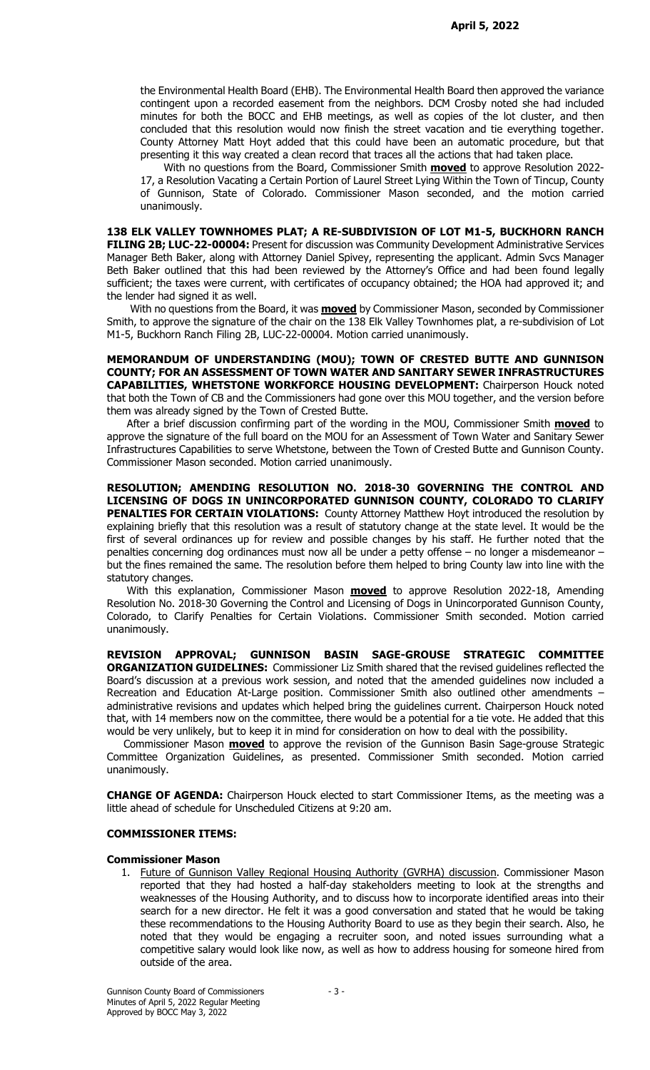the Environmental Health Board (EHB). The Environmental Health Board then approved the variance contingent upon a recorded easement from the neighbors. DCM Crosby noted she had included minutes for both the BOCC and EHB meetings, as well as copies of the lot cluster, and then concluded that this resolution would now finish the street vacation and tie everything together. County Attorney Matt Hoyt added that this could have been an automatic procedure, but that presenting it this way created a clean record that traces all the actions that had taken place.

With no questions from the Board, Commissioner Smith **moved** to approve Resolution 2022-17, a Resolution Vacating a Certain Portion of Laurel Street Lying Within the Town of Tincup, County of Gunnison, State of Colorado. Commissioner Mason seconded, and the motion carried unanimously.

**138 ELK VALLEY TOWNHOMES PLAT; A RE-SUBDIVISION OF LOT M1-5, BUCKHORN RANCH FILING 2B; LUC-22-00004:** Present for discussion was Community Development Administrative Services Manager Beth Baker, along with Attorney Daniel Spivey, representing the applicant. Admin Svcs Manager Beth Baker outlined that this had been reviewed by the Attorney's Office and had been found legally sufficient; the taxes were current, with certificates of occupancy obtained; the HOA had approved it; and the lender had signed it as well.

With no questions from the Board, it was **moved** by Commissioner Mason, seconded by Commissioner Smith, to approve the signature of the chair on the 138 Elk Valley Townhomes plat, a re-subdivision of Lot M1-5, Buckhorn Ranch Filing 2B, LUC-22-00004. Motion carried unanimously.

**MEMORANDUM OF UNDERSTANDING (MOU); TOWN OF CRESTED BUTTE AND GUNNISON COUNTY; FOR AN ASSESSMENT OF TOWN WATER AND SANITARY SEWER INFRASTRUCTURES CAPABILITIES, WHETSTONE WORKFORCE HOUSING DEVELOPMENT:** Chairperson Houck noted that both the Town of CB and the Commissioners had gone over this MOU together, and the version before them was already signed by the Town of Crested Butte.

After a brief discussion confirming part of the wording in the MOU, Commissioner Smith **moved** to approve the signature of the full board on the MOU for an Assessment of Town Water and Sanitary Sewer Infrastructures Capabilities to serve Whetstone, between the Town of Crested Butte and Gunnison County. Commissioner Mason seconded. Motion carried unanimously.

**RESOLUTION; AMENDING RESOLUTION NO. 2018-30 GOVERNING THE CONTROL AND LICENSING OF DOGS IN UNINCORPORATED GUNNISON COUNTY, COLORADO TO CLARIFY PENALTIES FOR CERTAIN VIOLATIONS:** County Attorney Matthew Hoyt introduced the resolution by explaining briefly that this resolution was a result of statutory change at the state level. It would be the first of several ordinances up for review and possible changes by his staff. He further noted that the penalties concerning dog ordinances must now all be under a petty offense – no longer a misdemeanor – but the fines remained the same. The resolution before them helped to bring County law into line with the statutory changes.

With this explanation, Commissioner Mason **moved** to approve Resolution 2022-18, Amending Resolution No. 2018-30 Governing the Control and Licensing of Dogs in Unincorporated Gunnison County, Colorado, to Clarify Penalties for Certain Violations. Commissioner Smith seconded. Motion carried unanimously.

**REVISION APPROVAL; GUNNISON BASIN SAGE-GROUSE STRATEGIC COMMITTEE ORGANIZATION GUIDELINES:** Commissioner Liz Smith shared that the revised guidelines reflected the Board's discussion at a previous work session, and noted that the amended guidelines now included a Recreation and Education At-Large position. Commissioner Smith also outlined other amendments – administrative revisions and updates which helped bring the guidelines current. Chairperson Houck noted that, with 14 members now on the committee, there would be a potential for a tie vote. He added that this would be very unlikely, but to keep it in mind for consideration on how to deal with the possibility.

Commissioner Mason **moved** to approve the revision of the Gunnison Basin Sage-grouse Strategic Committee Organization Guidelines, as presented. Commissioner Smith seconded. Motion carried unanimously.

**CHANGE OF AGENDA:** Chairperson Houck elected to start Commissioner Items, as the meeting was a little ahead of schedule for Unscheduled Citizens at 9:20 am.

**COMMISSIONER ITEMS:**

**Commissioner Mason**

1. Future of Gunnison Valley Regional Housing Authority (GVRHA) discussion. Commissioner Mason reported that they had hosted a half-day stakeholders meeting to look at the strengths and weaknesses of the Housing Authority, and to discuss how to incorporate identified areas into their search for a new director. He felt it was a good conversation and stated that he would be taking these recommendations to the Housing Authority Board to use as they begin their search. Also, he noted that they would be engaging a recruiter soon, and noted issues surrounding what a competitive salary would look like now, as well as how to address housing for someone hired from outside of the area.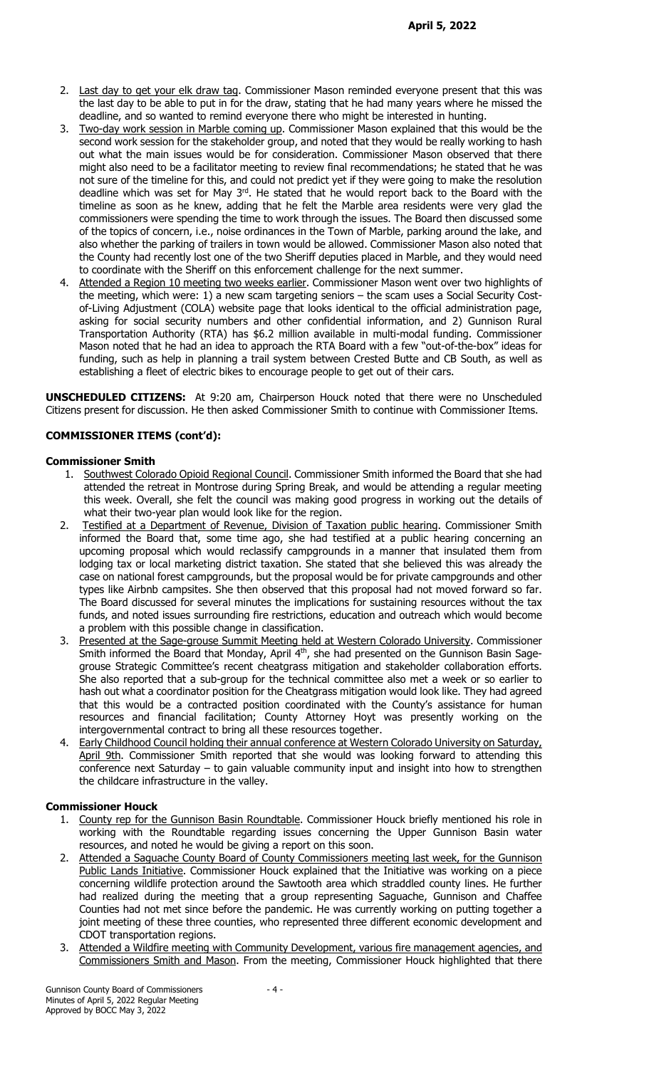2. Last day to get your elk draw tag. Commissioner Mason reminded everyone present that this was the last day to be able to put in for the draw, stating that he had many years where he missed the deadline, and so wanted to remind everyone there who might be interested in hunting.
3. Two-day work session in Marble coming up. Commissioner Mason explained that this would be the second work session for the stakeholder group, and noted that they would be really working to hash out what the main issues would be for consideration. Commissioner Mason observed that there might also need to be a facilitator meeting to review final recommendations; he stated that he was not sure of the timeline for this, and could not predict yet if they were going to make the resolution deadline which was set for May 3rd. He stated that he would report back to the Board with the timeline as soon as he knew, adding that he felt the Marble area residents were very glad the commissioners were spending the time to work through the issues. The Board then discussed some of the topics of concern, i.e., noise ordinances in the Town of Marble, parking around the lake, and also whether the parking of trailers in town would be allowed. Commissioner Mason also noted that the County had recently lost one of the two Sheriff deputies placed in Marble, and they would need to coordinate with the Sheriff on this enforcement challenge for the next summer.
4. Attended a Region 10 meeting two weeks earlier. Commissioner Mason went over two highlights of the meeting, which were: 1) a new scam targeting seniors – the scam uses a Social Security Cost-of-Living Adjustment (COLA) website page that looks identical to the official administration page, asking for social security numbers and other confidential information, and 2) Gunnison Rural Transportation Authority (RTA) has $6.2 million available in multi-modal funding. Commissioner Mason noted that he had an idea to approach the RTA Board with a few "out-of-the-box" ideas for funding, such as help in planning a trail system between Crested Butte and CB South, as well as establishing a fleet of electric bikes to encourage people to get out of their cars.

**UNSCHEDULED CITIZENS:** At 9:20 am, Chairperson Houck noted that there were no Unscheduled Citizens present for discussion. He then asked Commissioner Smith to continue with Commissioner Items.

### COMMISSIONER ITEMS (cont'd):

#### Commissioner Smith

1. Southwest Colorado Opioid Regional Council. Commissioner Smith informed the Board that she had attended the retreat in Montrose during Spring Break, and would be attending a regular meeting this week. Overall, she felt the council was making good progress in working out the details of what their two-year plan would look like for the region.
2. Testified at a Department of Revenue, Division of Taxation public hearing. Commissioner Smith informed the Board that, some time ago, she had testified at a public hearing concerning an upcoming proposal which would reclassify campgrounds in a manner that insulated them from lodging tax or local marketing district taxation. She stated that she believed this was already the case on national forest campgrounds, but the proposal would be for private campgrounds and other types like Airbnb campsites. She then observed that this proposal had not moved forward so far. The Board discussed for several minutes the implications for sustaining resources without the tax funds, and noted issues surrounding fire restrictions, education and outreach which would become a problem with this possible change in classification.
3. Presented at the Sage-grouse Summit Meeting held at Western Colorado University. Commissioner Smith informed the Board that Monday, April 4th, she had presented on the Gunnison Basin Sage-grouse Strategic Committee's recent cheatgrass mitigation and stakeholder collaboration efforts. She also reported that a sub-group for the technical committee also met a week or so earlier to hash out what a coordinator position for the Cheatgrass mitigation would look like. They had agreed that this would be a contracted position coordinated with the County's assistance for human resources and financial facilitation; County Attorney Hoyt was presently working on the intergovernmental contract to bring all these resources together.
4. Early Childhood Council holding their annual conference at Western Colorado University on Saturday, April 9th. Commissioner Smith reported that she would was looking forward to attending this conference next Saturday – to gain valuable community input and insight into how to strengthen the childcare infrastructure in the valley.

#### Commissioner Houck

1. County rep for the Gunnison Basin Roundtable. Commissioner Houck briefly mentioned his role in working with the Roundtable regarding issues concerning the Upper Gunnison Basin water resources, and noted he would be giving a report on this soon.
2. Attended a Saguache County Board of County Commissioners meeting last week, for the Gunnison Public Lands Initiative. Commissioner Houck explained that the Initiative was working on a piece concerning wildlife protection around the Sawtooth area which straddled county lines. He further had realized during the meeting that a group representing Saguache, Gunnison and Chaffee Counties had not met since before the pandemic. He was currently working on putting together a joint meeting of these three counties, who represented three different economic development and CDOT transportation regions.
3. Attended a Wildfire meeting with Community Development, various fire management agencies, and Commissioners Smith and Mason. From the meeting, Commissioner Houck highlighted that there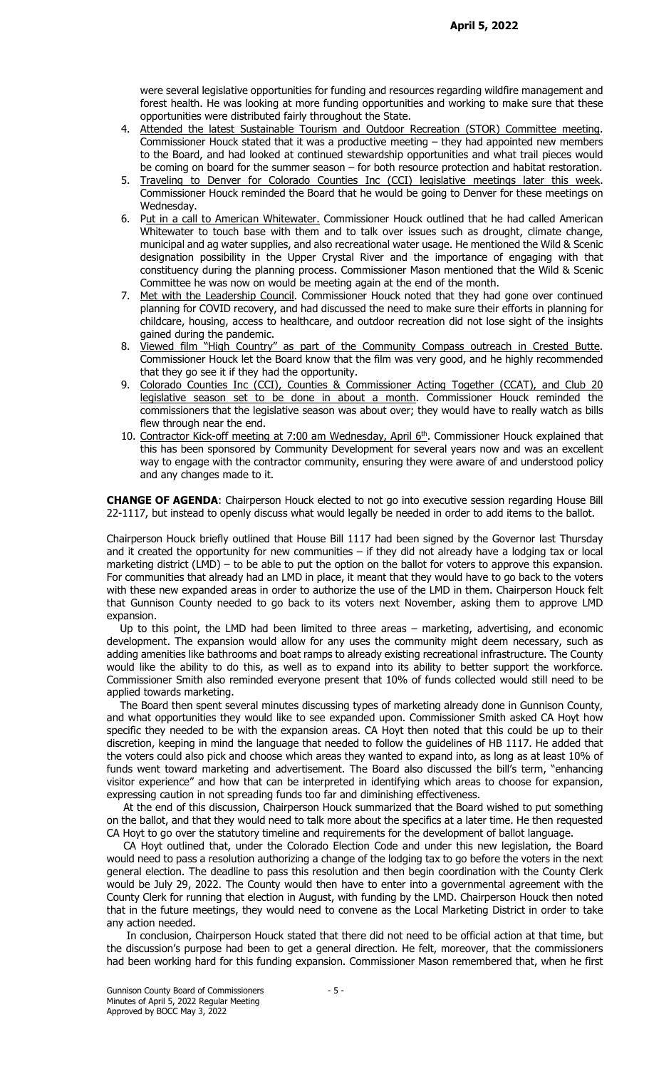were several legislative opportunities for funding and resources regarding wildfire management and forest health. He was looking at more funding opportunities and working to make sure that these opportunities were distributed fairly throughout the State.

4. Attended the latest Sustainable Tourism and Outdoor Recreation (STOR) Committee meeting. Commissioner Houck stated that it was a productive meeting – they had appointed new members to the Board, and had looked at continued stewardship opportunities and what trail pieces would be coming on board for the summer season – for both resource protection and habitat restoration.
5. Traveling to Denver for Colorado Counties Inc (CCI) legislative meetings later this week. Commissioner Houck reminded the Board that he would be going to Denver for these meetings on Wednesday.
6. Put in a call to American Whitewater. Commissioner Houck outlined that he had called American Whitewater to touch base with them and to talk over issues such as drought, climate change, municipal and ag water supplies, and also recreational water usage. He mentioned the Wild & Scenic designation possibility in the Upper Crystal River and the importance of engaging with that constituency during the planning process. Commissioner Mason mentioned that the Wild & Scenic Committee he was now on would be meeting again at the end of the month.
7. Met with the Leadership Council. Commissioner Houck noted that they had gone over continued planning for COVID recovery, and had discussed the need to make sure their efforts in planning for childcare, housing, access to healthcare, and outdoor recreation did not lose sight of the insights gained during the pandemic.
8. Viewed film "High Country" as part of the Community Compass outreach in Crested Butte. Commissioner Houck let the Board know that the film was very good, and he highly recommended that they go see it if they had the opportunity.
9. Colorado Counties Inc (CCI), Counties & Commissioner Acting Together (CCAT), and Club 20 legislative season set to be done in about a month. Commissioner Houck reminded the commissioners that the legislative season was about over; they would have to really watch as bills flew through near the end.
10. Contractor Kick-off meeting at 7:00 am Wednesday, April 6th. Commissioner Houck explained that this has been sponsored by Community Development for several years now and was an excellent way to engage with the contractor community, ensuring they were aware of and understood policy and any changes made to it.

**CHANGE OF AGENDA**: Chairperson Houck elected to not go into executive session regarding House Bill 22-1117, but instead to openly discuss what would legally be needed in order to add items to the ballot.

Chairperson Houck briefly outlined that House Bill 1117 had been signed by the Governor last Thursday and it created the opportunity for new communities – if they did not already have a lodging tax or local marketing district (LMD) – to be able to put the option on the ballot for voters to approve this expansion. For communities that already had an LMD in place, it meant that they would have to go back to the voters with these new expanded areas in order to authorize the use of the LMD in them. Chairperson Houck felt that Gunnison County needed to go back to its voters next November, asking them to approve LMD expansion.

Up to this point, the LMD had been limited to three areas – marketing, advertising, and economic development. The expansion would allow for any uses the community might deem necessary, such as adding amenities like bathrooms and boat ramps to already existing recreational infrastructure. The County would like the ability to do this, as well as to expand into its ability to better support the workforce. Commissioner Smith also reminded everyone present that 10% of funds collected would still need to be applied towards marketing.

The Board then spent several minutes discussing types of marketing already done in Gunnison County, and what opportunities they would like to see expanded upon. Commissioner Smith asked CA Hoyt how specific they needed to be with the expansion areas. CA Hoyt then noted that this could be up to their discretion, keeping in mind the language that needed to follow the guidelines of HB 1117. He added that the voters could also pick and choose which areas they wanted to expand into, as long as at least 10% of funds went toward marketing and advertisement. The Board also discussed the bill's term, "enhancing visitor experience" and how that can be interpreted in identifying which areas to choose for expansion, expressing caution in not spreading funds too far and diminishing effectiveness.

At the end of this discussion, Chairperson Houck summarized that the Board wished to put something on the ballot, and that they would need to talk more about the specifics at a later time. He then requested CA Hoyt to go over the statutory timeline and requirements for the development of ballot language.

CA Hoyt outlined that, under the Colorado Election Code and under this new legislation, the Board would need to pass a resolution authorizing a change of the lodging tax to go before the voters in the next general election. The deadline to pass this resolution and then begin coordination with the County Clerk would be July 29, 2022. The County would then have to enter into a governmental agreement with the County Clerk for running that election in August, with funding by the LMD. Chairperson Houck then noted that in the future meetings, they would need to convene as the Local Marketing District in order to take any action needed.

In conclusion, Chairperson Houck stated that there did not need to be official action at that time, but the discussion's purpose had been to get a general direction. He felt, moreover, that the commissioners had been working hard for this funding expansion. Commissioner Mason remembered that, when he first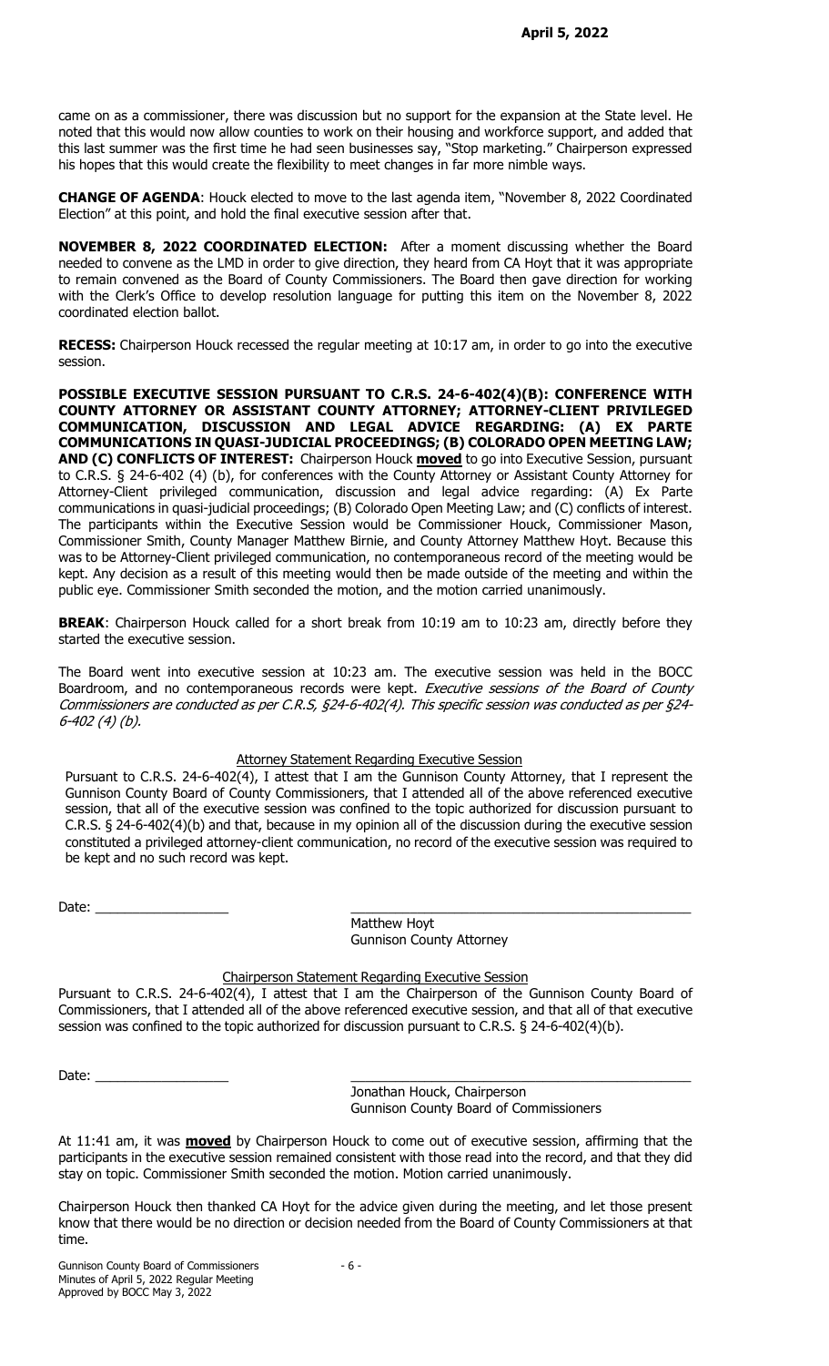came on as a commissioner, there was discussion but no support for the expansion at the State level. He noted that this would now allow counties to work on their housing and workforce support, and added that this last summer was the first time he had seen businesses say, "Stop marketing." Chairperson expressed his hopes that this would create the flexibility to meet changes in far more nimble ways.

**CHANGE OF AGENDA**: Houck elected to move to the last agenda item, "November 8, 2022 Coordinated Election" at this point, and hold the final executive session after that.

**NOVEMBER 8, 2022 COORDINATED ELECTION:** After a moment discussing whether the Board needed to convene as the LMD in order to give direction, they heard from CA Hoyt that it was appropriate to remain convened as the Board of County Commissioners. The Board then gave direction for working with the Clerk's Office to develop resolution language for putting this item on the November 8, 2022 coordinated election ballot.

**RECESS:** Chairperson Houck recessed the regular meeting at 10:17 am, in order to go into the executive session.

**POSSIBLE EXECUTIVE SESSION PURSUANT TO C.R.S. 24-6-402(4)(B): CONFERENCE WITH COUNTY ATTORNEY OR ASSISTANT COUNTY ATTORNEY; ATTORNEY-CLIENT PRIVILEGED COMMUNICATION, DISCUSSION AND LEGAL ADVICE REGARDING: (A) EX PARTE COMMUNICATIONS IN QUASI-JUDICIAL PROCEEDINGS; (B) COLORADO OPEN MEETING LAW; AND (C) CONFLICTS OF INTEREST:** Chairperson Houck **moved** to go into Executive Session, pursuant to C.R.S. § 24-6-402 (4) (b), for conferences with the County Attorney or Assistant County Attorney for Attorney-Client privileged communication, discussion and legal advice regarding: (A) Ex Parte communications in quasi-judicial proceedings; (B) Colorado Open Meeting Law; and (C) conflicts of interest. The participants within the Executive Session would be Commissioner Houck, Commissioner Mason, Commissioner Smith, County Manager Matthew Birnie, and County Attorney Matthew Hoyt. Because this was to be Attorney-Client privileged communication, no contemporaneous record of the meeting would be kept. Any decision as a result of this meeting would then be made outside of the meeting and within the public eye. Commissioner Smith seconded the motion, and the motion carried unanimously.

**BREAK**: Chairperson Houck called for a short break from 10:19 am to 10:23 am, directly before they started the executive session.

The Board went into executive session at 10:23 am. The executive session was held in the BOCC Boardroom, and no contemporaneous records were kept. *Executive sessions of the Board of County Commissioners are conducted as per C.R.S, §24-6-402(4). This specific session was conducted as per §24-6-402 (4) (b).*

Attorney Statement Regarding Executive Session

Pursuant to C.R.S. 24-6-402(4), I attest that I am the Gunnison County Attorney, that I represent the Gunnison County Board of County Commissioners, that I attended all of the above referenced executive session, that all of the executive session was confined to the topic authorized for discussion pursuant to C.R.S. § 24-6-402(4)(b) and that, because in my opinion all of the discussion during the executive session constituted a privileged attorney-client communication, no record of the executive session was required to be kept and no such record was kept.

Date: ______________ ________________________________

Matthew Hoyt
Gunnison County Attorney

Chairperson Statement Regarding Executive Session

Pursuant to C.R.S. 24-6-402(4), I attest that I am the Chairperson of the Gunnison County Board of Commissioners, that I attended all of the above referenced executive session, and that all of that executive session was confined to the topic authorized for discussion pursuant to C.R.S. § 24-6-402(4)(b).

Date: ______________ ________________________________

Jonathan Houck, Chairperson
Gunnison County Board of Commissioners

At 11:41 am, it was **moved** by Chairperson Houck to come out of executive session, affirming that the participants in the executive session remained consistent with those read into the record, and that they did stay on topic. Commissioner Smith seconded the motion. Motion carried unanimously.

Chairperson Houck then thanked CA Hoyt for the advice given during the meeting, and let those present know that there would be no direction or decision needed from the Board of County Commissioners at that time.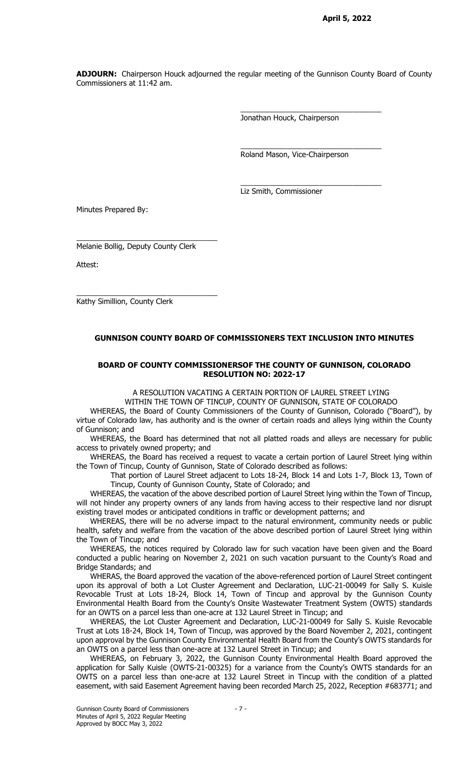**ADJOURN:** Chairperson Houck adjourned the regular meeting of the Gunnison County Board of County Commissioners at 11:42 am.

\_\_\_\_\_\_\_\_\_\_\_\_\_\_\_\_\_\_\_\_\_\_\_\_\_\_\_\_\_\_\_\_\_\_

Jonathan Houck, Chairperson

\_\_\_\_\_\_\_\_\_\_\_\_\_\_\_\_\_\_\_\_\_\_\_\_\_\_\_\_\_\_\_\_\_\_

Roland Mason, Vice-Chairperson

\_\_\_\_\_\_\_\_\_\_\_\_\_\_\_\_\_\_\_\_\_\_\_\_\_\_\_\_\_\_\_\_\_\_

Liz Smith, Commissioner

Minutes Prepared By:

\_\_\_\_\_\_\_\_\_\_\_\_\_\_\_\_\_\_\_\_\_\_\_\_\_\_\_\_\_\_\_\_\_\_

Melanie Bollig, Deputy County Clerk

Attest:

\_\_\_\_\_\_\_\_\_\_\_\_\_\_\_\_\_\_\_\_\_\_\_\_\_\_\_\_\_\_\_\_\_\_

Kathy Simillion, County Clerk

## GUNNISON COUNTY BOARD OF COMMISSIONERS TEXT INCLUSION INTO MINUTES

### BOARD OF COUNTY COMMISSIONERSOF THE COUNTY OF GUNNISON, COLORADO RESOLUTION NO: 2022-17

A RESOLUTION VACATING A CERTAIN PORTION OF LAUREL STREET LYING WITHIN THE TOWN OF TINCUP, COUNTY OF GUNNISON, STATE OF COLORADO

WHEREAS, the Board of County Commissioners of the County of Gunnison, Colorado ("Board"), by virtue of Colorado law, has authority and is the owner of certain roads and alleys lying within the County of Gunnison; and

WHEREAS, the Board has determined that not all platted roads and alleys are necessary for public access to privately owned property; and

WHEREAS, the Board has received a request to vacate a certain portion of Laurel Street lying within the Town of Tincup, County of Gunnison, State of Colorado described as follows:

That portion of Laurel Street adjacent to Lots 18-24, Block 14 and Lots 1-7, Block 13, Town of Tincup, County of Gunnison County, State of Colorado; and

WHEREAS, the vacation of the above described portion of Laurel Street lying within the Town of Tincup, will not hinder any property owners of any lands from having access to their respective land nor disrupt existing travel modes or anticipated conditions in traffic or development patterns; and

WHEREAS, there will be no adverse impact to the natural environment, community needs or public health, safety and welfare from the vacation of the above described portion of Laurel Street lying within the Town of Tincup; and

WHEREAS, the notices required by Colorado law for such vacation have been given and the Board conducted a public hearing on November 2, 2021 on such vacation pursuant to the County's Road and Bridge Standards; and

WHERAS, the Board approved the vacation of the above-referenced portion of Laurel Street contingent upon its approval of both a Lot Cluster Agreement and Declaration, LUC-21-00049 for Sally S. Kuisle Revocable Trust at Lots 18-24, Block 14, Town of Tincup and approval by the Gunnison County Environmental Health Board from the County's Onsite Wastewater Treatment System (OWTS) standards for an OWTS on a parcel less than one-acre at 132 Laurel Street in Tincup; and

WHEREAS, the Lot Cluster Agreement and Declaration, LUC-21-00049 for Sally S. Kuisle Revocable Trust at Lots 18-24, Block 14, Town of Tincup, was approved by the Board November 2, 2021, contingent upon approval by the Gunnison County Environmental Health Board from the County's OWTS standards for an OWTS on a parcel less than one-acre at 132 Laurel Street in Tincup; and

WHEREAS, on February 3, 2022, the Gunnison County Environmental Health Board approved the application for Sally Kuisle (OWTS-21-00325) for a variance from the County's OWTS standards for an OWTS on a parcel less than one-acre at 132 Laurel Street in Tincup with the condition of a platted easement, with said Easement Agreement having been recorded March 25, 2022, Reception #683771; and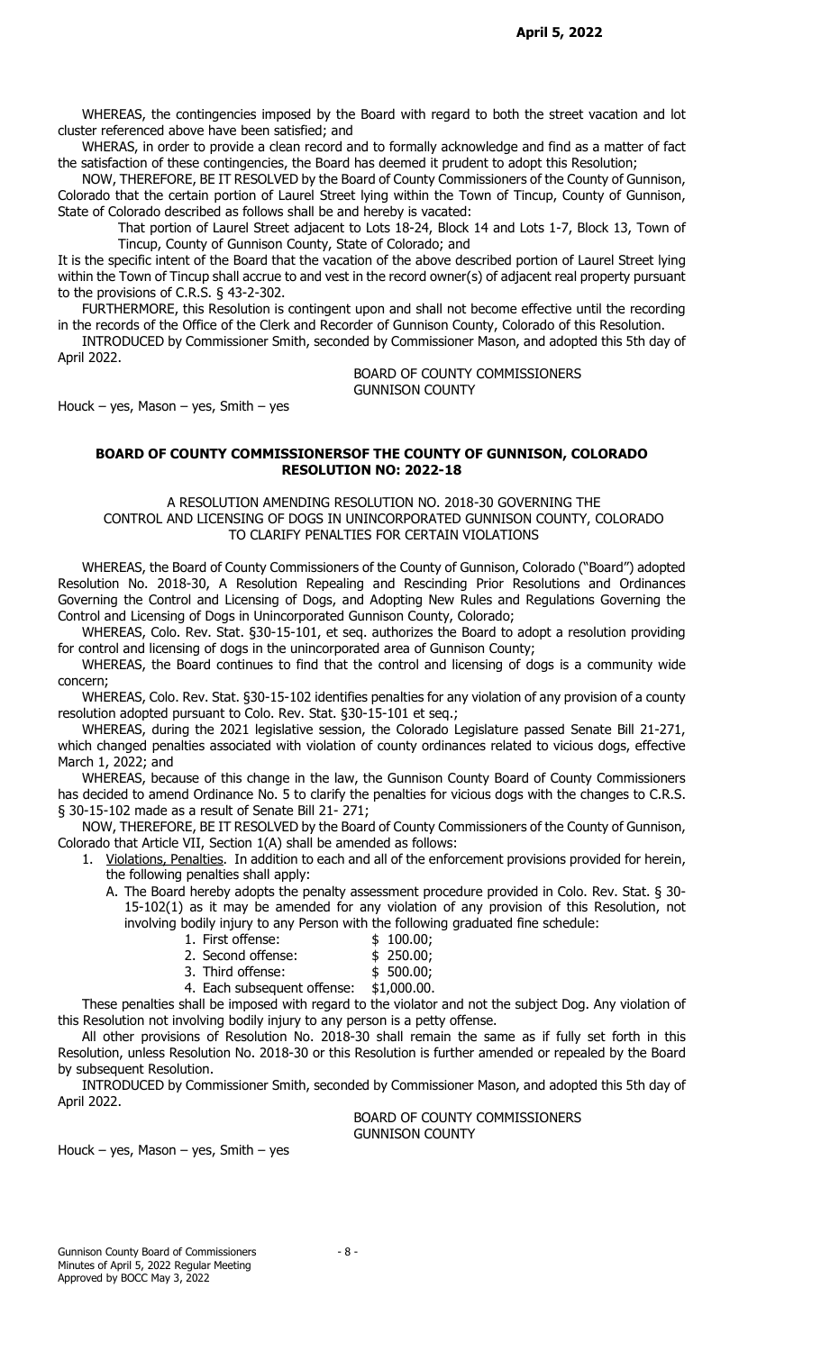WHEREAS, the contingencies imposed by the Board with regard to both the street vacation and lot cluster referenced above have been satisfied; and

WHERAS, in order to provide a clean record and to formally acknowledge and find as a matter of fact the satisfaction of these contingencies, the Board has deemed it prudent to adopt this Resolution;

NOW, THEREFORE, BE IT RESOLVED by the Board of County Commissioners of the County of Gunnison, Colorado that the certain portion of Laurel Street lying within the Town of Tincup, County of Gunnison, State of Colorado described as follows shall be and hereby is vacated:

> That portion of Laurel Street adjacent to Lots 18-24, Block 14 and Lots 1-7, Block 13, Town of Tincup, County of Gunnison County, State of Colorado; and

It is the specific intent of the Board that the vacation of the above described portion of Laurel Street lying within the Town of Tincup shall accrue to and vest in the record owner(s) of adjacent real property pursuant to the provisions of C.R.S. § 43-2-302.

FURTHERMORE, this Resolution is contingent upon and shall not become effective until the recording in the records of the Office of the Clerk and Recorder of Gunnison County, Colorado of this Resolution.

INTRODUCED by Commissioner Smith, seconded by Commissioner Mason, and adopted this 5th day of April 2022.

BOARD OF COUNTY COMMISSIONERS
GUNNISON COUNTY

Houck – yes, Mason – yes, Smith – yes

## BOARD OF COUNTY COMMISSIONERSOF THE COUNTY OF GUNNISON, COLORADO RESOLUTION NO: 2022-18

A RESOLUTION AMENDING RESOLUTION NO. 2018-30 GOVERNING THE CONTROL AND LICENSING OF DOGS IN UNINCORPORATED GUNNISON COUNTY, COLORADO TO CLARIFY PENALTIES FOR CERTAIN VIOLATIONS

WHEREAS, the Board of County Commissioners of the County of Gunnison, Colorado ("Board") adopted Resolution No. 2018-30, A Resolution Repealing and Rescinding Prior Resolutions and Ordinances Governing the Control and Licensing of Dogs, and Adopting New Rules and Regulations Governing the Control and Licensing of Dogs in Unincorporated Gunnison County, Colorado;

WHEREAS, Colo. Rev. Stat. §30-15-101, et seq. authorizes the Board to adopt a resolution providing for control and licensing of dogs in the unincorporated area of Gunnison County;

WHEREAS, the Board continues to find that the control and licensing of dogs is a community wide concern;

WHEREAS, Colo. Rev. Stat. §30-15-102 identifies penalties for any violation of any provision of a county resolution adopted pursuant to Colo. Rev. Stat. §30-15-101 et seq.;

WHEREAS, during the 2021 legislative session, the Colorado Legislature passed Senate Bill 21-271, which changed penalties associated with violation of county ordinances related to vicious dogs, effective March 1, 2022; and

WHEREAS, because of this change in the law, the Gunnison County Board of County Commissioners has decided to amend Ordinance No. 5 to clarify the penalties for vicious dogs with the changes to C.R.S. § 30-15-102 made as a result of Senate Bill 21- 271;

NOW, THEREFORE, BE IT RESOLVED by the Board of County Commissioners of the County of Gunnison, Colorado that Article VII, Section 1(A) shall be amended as follows:

1. Violations, Penalties. In addition to each and all of the enforcement provisions provided for herein, the following penalties shall apply:
   A. The Board hereby adopts the penalty assessment procedure provided in Colo. Rev. Stat. § 30-15-102(1) as it may be amended for any violation of any provision of this Resolution, not involving bodily injury to any Person with the following graduated fine schedule:
      1. First offense: $ 100.00;
      2. Second offense: $ 250.00;
      3. Third offense: $ 500.00;
      4. Each subsequent offense: $1,000.00.

These penalties shall be imposed with regard to the violator and not the subject Dog. Any violation of this Resolution not involving bodily injury to any person is a petty offense.

All other provisions of Resolution No. 2018-30 shall remain the same as if fully set forth in this Resolution, unless Resolution No. 2018-30 or this Resolution is further amended or repealed by the Board by subsequent Resolution.

INTRODUCED by Commissioner Smith, seconded by Commissioner Mason, and adopted this 5th day of April 2022.

BOARD OF COUNTY COMMISSIONERS
GUNNISON COUNTY

Houck – yes, Mason – yes, Smith – yes